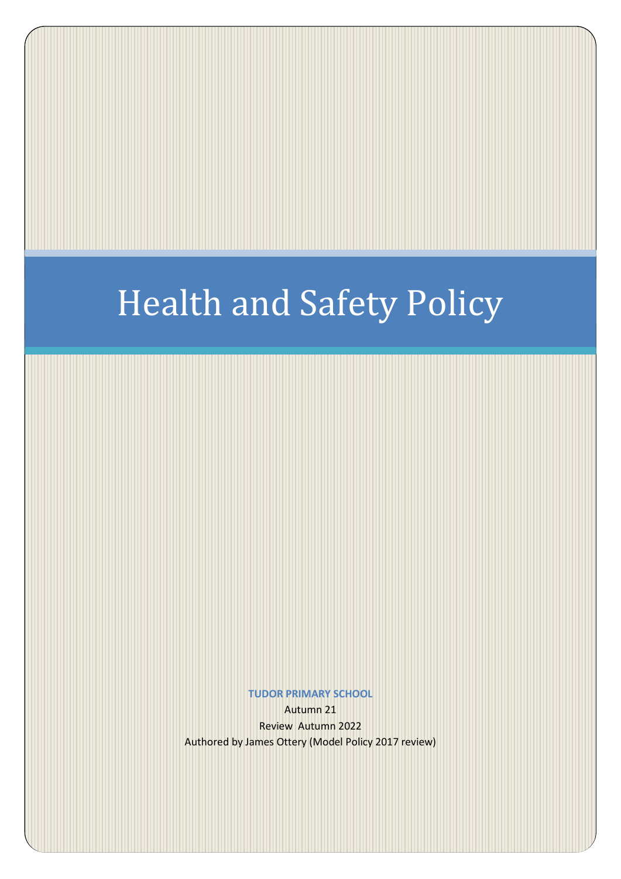# Health and Safety Policy

**TUDOR PRIMARY SCHOOL**

Autumn 21

Review Autumn 2022

Authored by James Ottery (Model Policy 2017 review)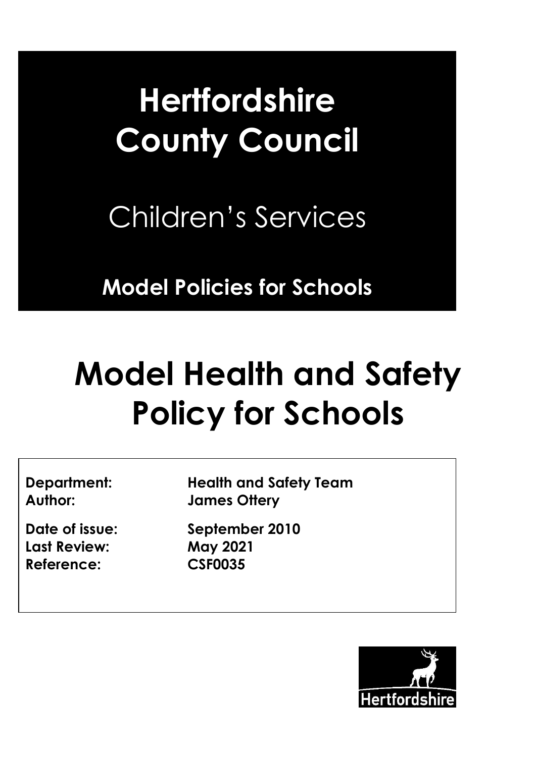# Hertfordshire County Council

Children's Services

**Model Policies for Schools**

# Model Health and Safety Policy for Schools

| | |
|---|---|
| **Department:** | **Health and Safety Team** |
| **Author:** | **James Ottery** |
| **Date of issue:** | **September 2010** |
| **Last Review:** | **May 2021** |
| **Reference:** | **CSF0035** |

Hertfordshire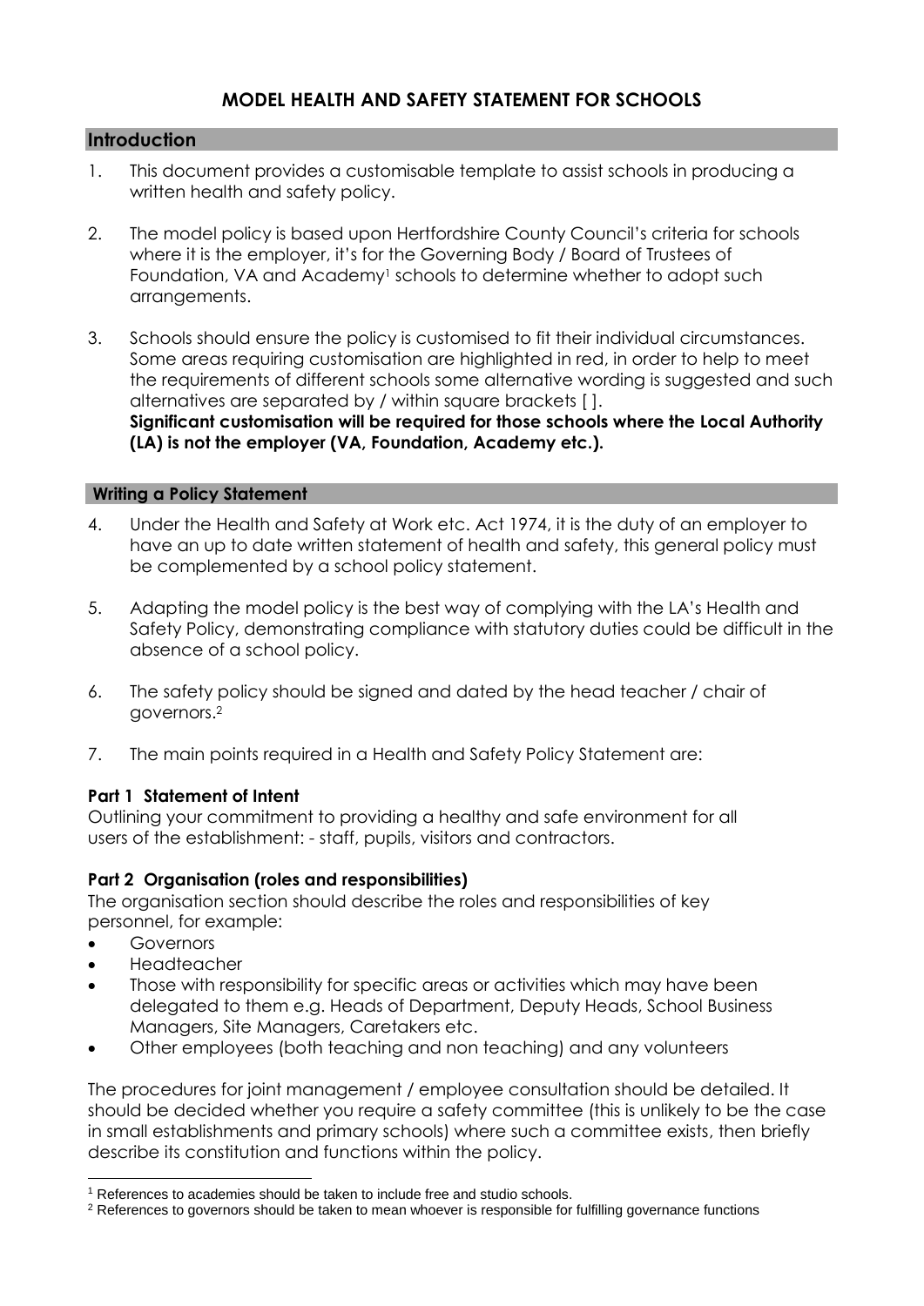# MODEL HEALTH AND SAFETY STATEMENT FOR SCHOOLS

## Introduction

1. This document provides a customisable template to assist schools in producing a written health and safety policy.

2. The model policy is based upon Hertfordshire County Council's criteria for schools where it is the employer, it's for the Governing Body / Board of Trustees of Foundation, VA and Academy[1] schools to determine whether to adopt such arrangements.

3. Schools should ensure the policy is customised to fit their individual circumstances. Some areas requiring customisation are highlighted in red, in order to help to meet the requirements of different schools some alternative wording is suggested and such alternatives are separated by / within square brackets [ ].
**Significant customisation will be required for those schools where the Local Authority (LA) is not the employer (VA, Foundation, Academy etc.).**

## Writing a Policy Statement

4. Under the Health and Safety at Work etc. Act 1974, it is the duty of an employer to have an up to date written statement of health and safety, this general policy must be complemented by a school policy statement.

5. Adapting the model policy is the best way of complying with the LA's Health and Safety Policy, demonstrating compliance with statutory duties could be difficult in the absence of a school policy.

6. The safety policy should be signed and dated by the head teacher / chair of governors.[2]

7. The main points required in a Health and Safety Policy Statement are:

**Part 1 Statement of Intent**
Outlining your commitment to providing a healthy and safe environment for all users of the establishment: - staff, pupils, visitors and contractors.

**Part 2 Organisation (roles and responsibilities)**
The organisation section should describe the roles and responsibilities of key personnel, for example:

- Governors
- Headteacher
- Those with responsibility for specific areas or activities which may have been delegated to them e.g. Heads of Department, Deputy Heads, School Business Managers, Site Managers, Caretakers etc.
- Other employees (both teaching and non teaching) and any volunteers

The procedures for joint management / employee consultation should be detailed. It should be decided whether you require a safety committee (this is unlikely to be the case in small establishments and primary schools) where such a committee exists, then briefly describe its constitution and functions within the policy.

---

[1] References to academies should be taken to include free and studio schools.

[2] References to governors should be taken to mean whoever is responsible for fulfilling governance functions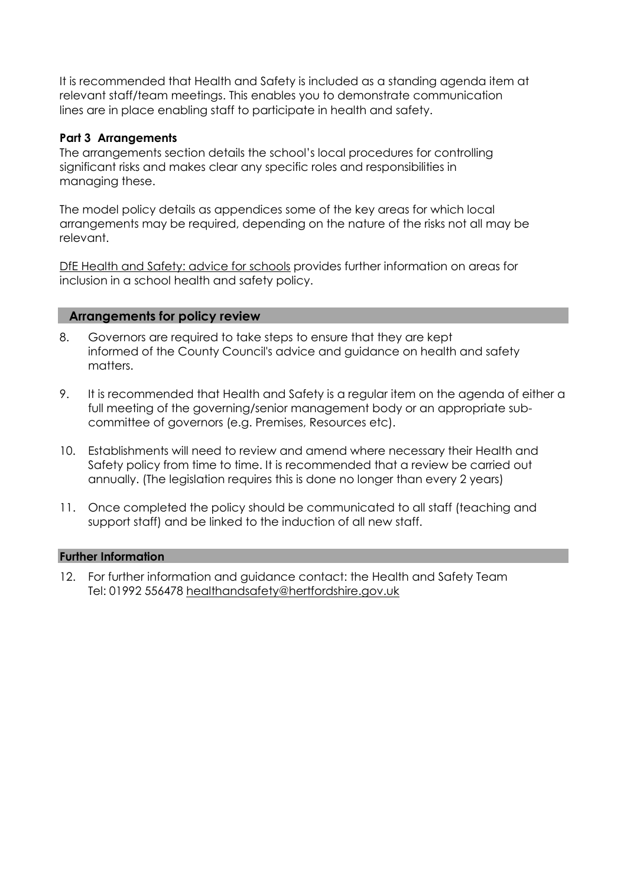It is recommended that Health and Safety is included as a standing agenda item at relevant staff/team meetings. This enables you to demonstrate communication lines are in place enabling staff to participate in health and safety.

**Part 3 Arrangements**

The arrangements section details the school's local procedures for controlling significant risks and makes clear any specific roles and responsibilities in managing these.

The model policy details as appendices some of the key areas for which local arrangements may be required, depending on the nature of the risks not all may be relevant.

DfE Health and Safety: advice for schools provides further information on areas for inclusion in a school health and safety policy.

## Arrangements for policy review

8. Governors are required to take steps to ensure that they are kept informed of the County Council's advice and guidance on health and safety matters.

9. It is recommended that Health and Safety is a regular item on the agenda of either a full meeting of the governing/senior management body or an appropriate sub-committee of governors (e.g. Premises, Resources etc).

10. Establishments will need to review and amend where necessary their Health and Safety policy from time to time. It is recommended that a review be carried out annually. (The legislation requires this is done no longer than every 2 years)

11. Once completed the policy should be communicated to all staff (teaching and support staff) and be linked to the induction of all new staff.

## Further Information

12. For further information and guidance contact: the Health and Safety Team Tel: 01992 556478 healthandsafety@hertfordshire.gov.uk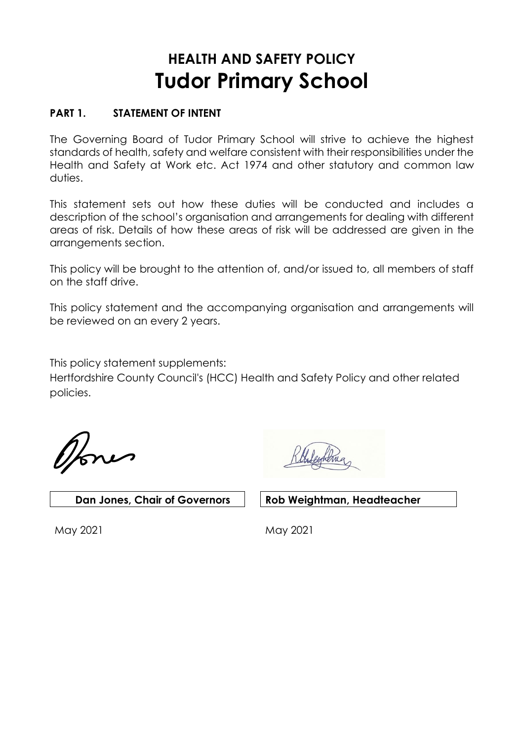# HEALTH AND SAFETY POLICY
# Tudor Primary School

## PART 1. STATEMENT OF INTENT

The Governing Board of Tudor Primary School will strive to achieve the highest standards of health, safety and welfare consistent with their responsibilities under the Health and Safety at Work etc. Act 1974 and other statutory and common law duties.

This statement sets out how these duties will be conducted and includes a description of the school's organisation and arrangements for dealing with different areas of risk. Details of how these areas of risk will be addressed are given in the arrangements section.

This policy will be brought to the attention of, and/or issued to, all members of staff on the staff drive.

This policy statement and the accompanying organisation and arrangements will be reviewed on an every 2 years.

This policy statement supplements:
Hertfordshire County Council's (HCC) Health and Safety Policy and other related policies.

| Dan Jones, Chair of Governors | Rob Weightman, Headteacher |
| --- | --- |
| May 2021 | May 2021 |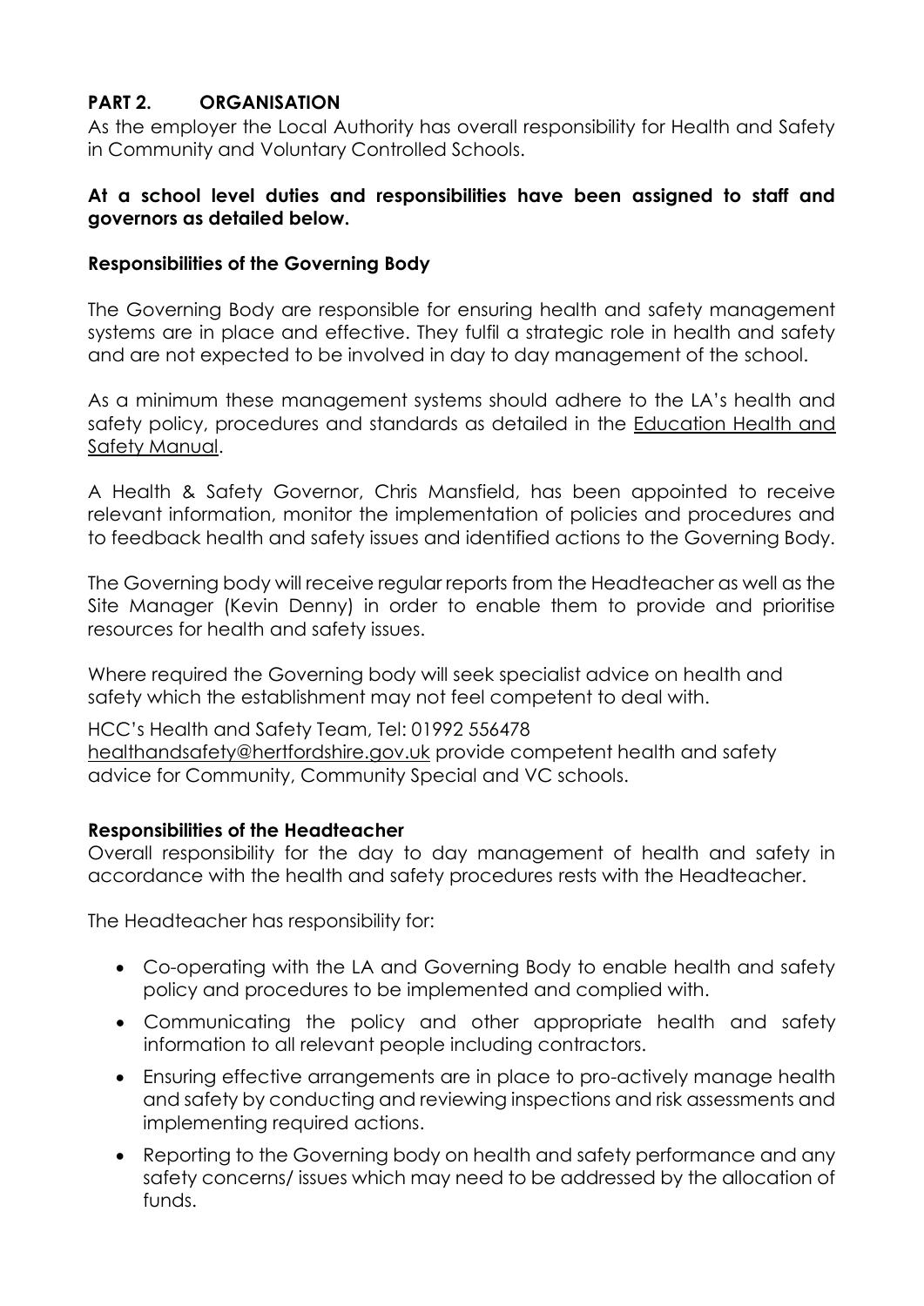## PART 2. ORGANISATION

As the employer the Local Authority has overall responsibility for Health and Safety in Community and Voluntary Controlled Schools.

**At a school level duties and responsibilities have been assigned to staff and governors as detailed below.**

### Responsibilities of the Governing Body

The Governing Body are responsible for ensuring health and safety management systems are in place and effective. They fulfil a strategic role in health and safety and are not expected to be involved in day to day management of the school.

As a minimum these management systems should adhere to the LA's health and safety policy, procedures and standards as detailed in the Education Health and Safety Manual.

A Health & Safety Governor, Chris Mansfield, has been appointed to receive relevant information, monitor the implementation of policies and procedures and to feedback health and safety issues and identified actions to the Governing Body.

The Governing body will receive regular reports from the Headteacher as well as the Site Manager (Kevin Denny) in order to enable them to provide and prioritise resources for health and safety issues.

Where required the Governing body will seek specialist advice on health and safety which the establishment may not feel competent to deal with.

HCC's Health and Safety Team, Tel: 01992 556478 healthandsafety@hertfordshire.gov.uk provide competent health and safety advice for Community, Community Special and VC schools.

### Responsibilities of the Headteacher

Overall responsibility for the day to day management of health and safety in accordance with the health and safety procedures rests with the Headteacher.

The Headteacher has responsibility for:

- Co-operating with the LA and Governing Body to enable health and safety policy and procedures to be implemented and complied with.
- Communicating the policy and other appropriate health and safety information to all relevant people including contractors.
- Ensuring effective arrangements are in place to pro-actively manage health and safety by conducting and reviewing inspections and risk assessments and implementing required actions.
- Reporting to the Governing body on health and safety performance and any safety concerns/ issues which may need to be addressed by the allocation of funds.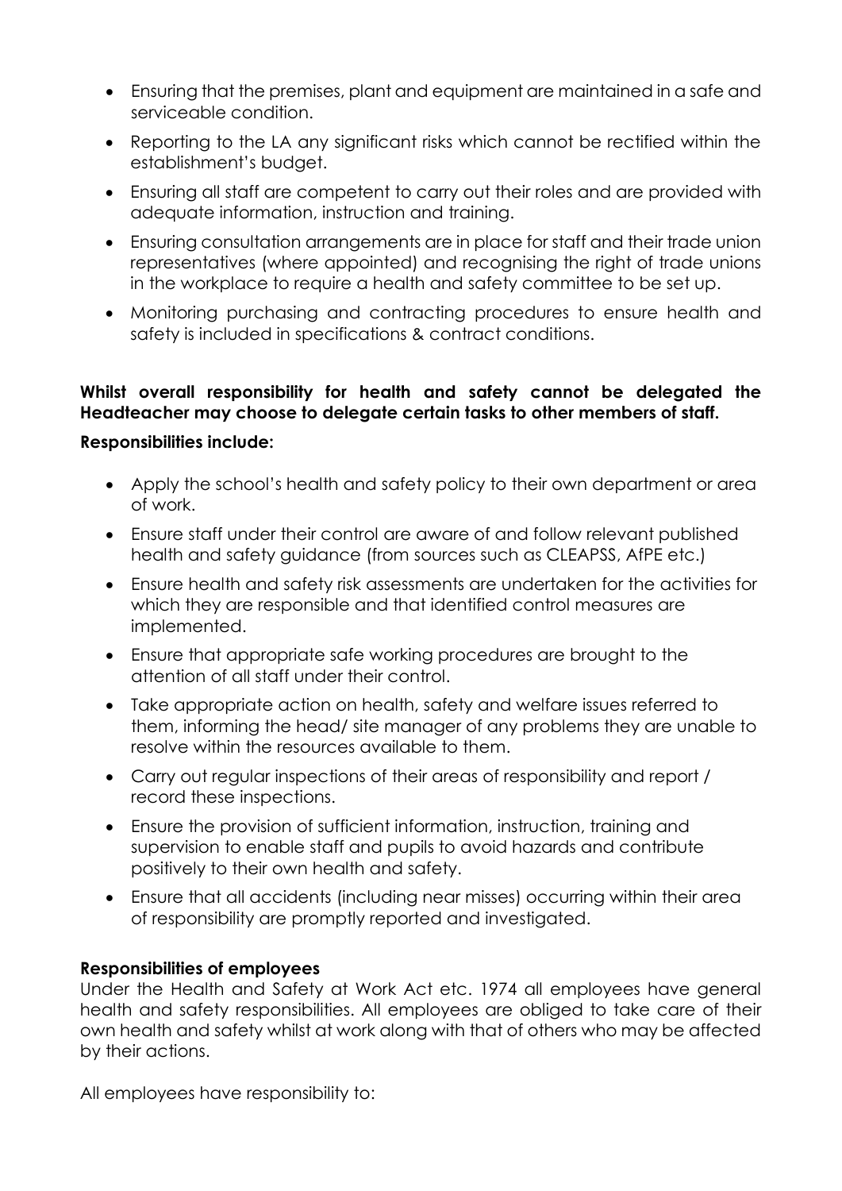- Ensuring that the premises, plant and equipment are maintained in a safe and serviceable condition.
- Reporting to the LA any significant risks which cannot be rectified within the establishment's budget.
- Ensuring all staff are competent to carry out their roles and are provided with adequate information, instruction and training.
- Ensuring consultation arrangements are in place for staff and their trade union representatives (where appointed) and recognising the right of trade unions in the workplace to require a health and safety committee to be set up.
- Monitoring purchasing and contracting procedures to ensure health and safety is included in specifications & contract conditions.

**Whilst overall responsibility for health and safety cannot be delegated the Headteacher may choose to delegate certain tasks to other members of staff.**

**Responsibilities include:**

- Apply the school's health and safety policy to their own department or area of work.
- Ensure staff under their control are aware of and follow relevant published health and safety guidance (from sources such as CLEAPSS, AfPE etc.)
- Ensure health and safety risk assessments are undertaken for the activities for which they are responsible and that identified control measures are implemented.
- Ensure that appropriate safe working procedures are brought to the attention of all staff under their control.
- Take appropriate action on health, safety and welfare issues referred to them, informing the head/ site manager of any problems they are unable to resolve within the resources available to them.
- Carry out regular inspections of their areas of responsibility and report / record these inspections.
- Ensure the provision of sufficient information, instruction, training and supervision to enable staff and pupils to avoid hazards and contribute positively to their own health and safety.
- Ensure that all accidents (including near misses) occurring within their area of responsibility are promptly reported and investigated.

**Responsibilities of employees**

Under the Health and Safety at Work Act etc. 1974 all employees have general health and safety responsibilities. All employees are obliged to take care of their own health and safety whilst at work along with that of others who may be affected by their actions.

All employees have responsibility to: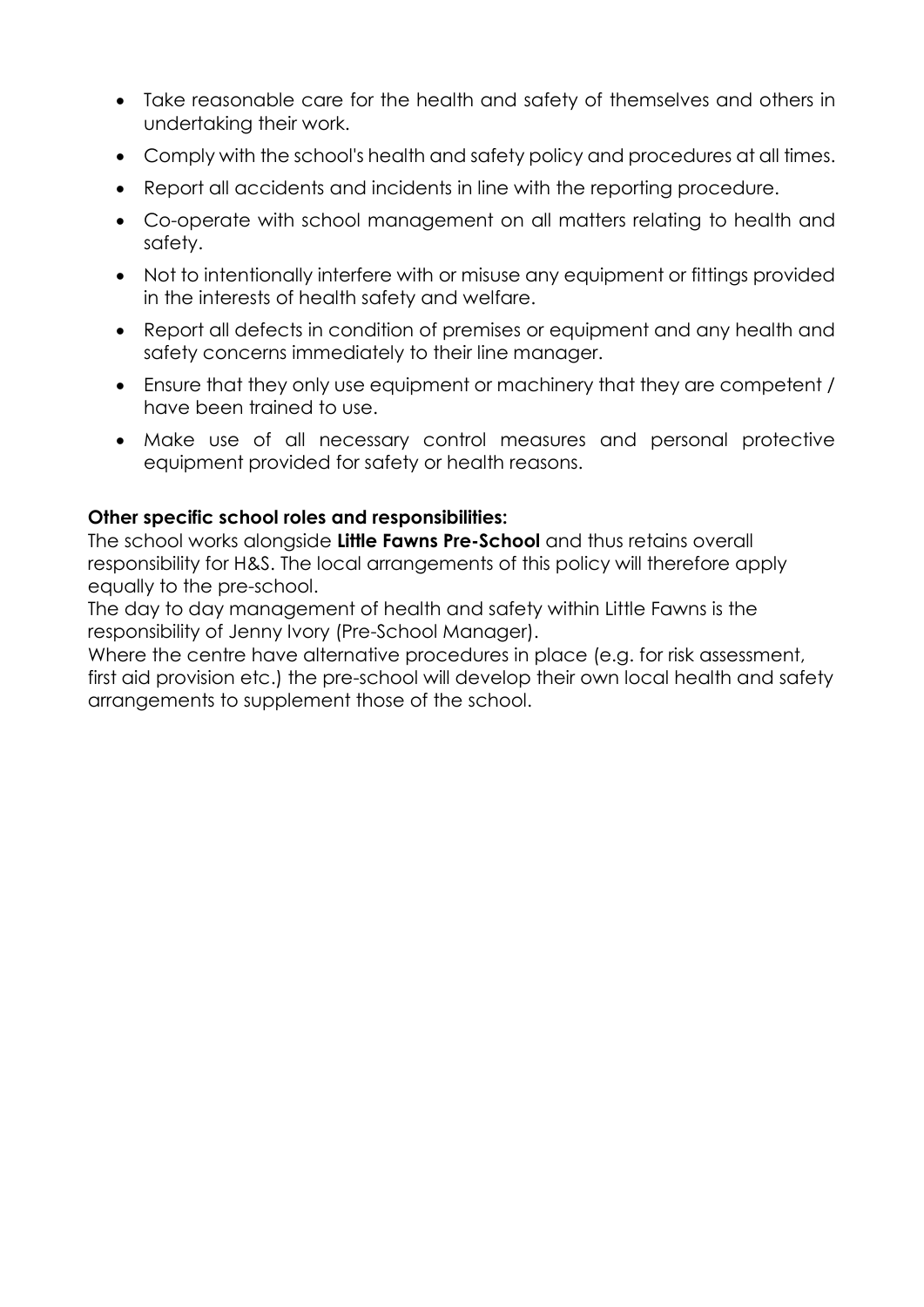- Take reasonable care for the health and safety of themselves and others in undertaking their work.
- Comply with the school's health and safety policy and procedures at all times.
- Report all accidents and incidents in line with the reporting procedure.
- Co-operate with school management on all matters relating to health and safety.
- Not to intentionally interfere with or misuse any equipment or fittings provided in the interests of health safety and welfare.
- Report all defects in condition of premises or equipment and any health and safety concerns immediately to their line manager.
- Ensure that they only use equipment or machinery that they are competent / have been trained to use.
- Make use of all necessary control measures and personal protective equipment provided for safety or health reasons.

**Other specific school roles and responsibilities:**

The school works alongside **Little Fawns Pre-School** and thus retains overall responsibility for H&S. The local arrangements of this policy will therefore apply equally to the pre-school.

The day to day management of health and safety within Little Fawns is the responsibility of Jenny Ivory (Pre-School Manager).

Where the centre have alternative procedures in place (e.g. for risk assessment, first aid provision etc.) the pre-school will develop their own local health and safety arrangements to supplement those of the school.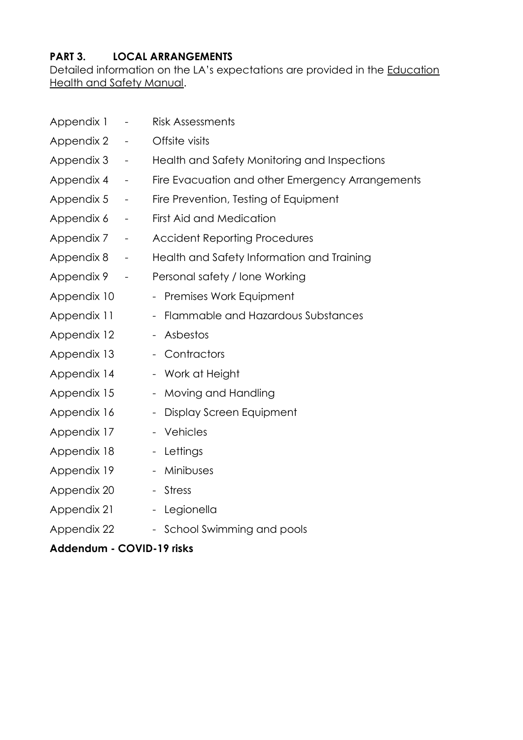## PART 3. LOCAL ARRANGEMENTS

Detailed information on the LA's expectations are provided in the Education Health and Safety Manual.

Appendix 1 - Risk Assessments

Appendix 2 - Offsite visits

Appendix 3 - Health and Safety Monitoring and Inspections

Appendix 4 - Fire Evacuation and other Emergency Arrangements

Appendix 5 - Fire Prevention, Testing of Equipment

Appendix 6 - First Aid and Medication

Appendix 7 - Accident Reporting Procedures

Appendix 8 - Health and Safety Information and Training

Appendix 9 - Personal safety / lone Working

Appendix 10 - Premises Work Equipment

Appendix 11 - Flammable and Hazardous Substances

Appendix 12 - Asbestos

Appendix 13 - Contractors

Appendix 14 - Work at Height

Appendix 15 - Moving and Handling

Appendix 16 - Display Screen Equipment

Appendix 17 - Vehicles

Appendix 18 - Lettings

Appendix 19 - Minibuses

Appendix 20 - Stress

Appendix 21 - Legionella

Appendix 22 - School Swimming and pools

**Addendum - COVID-19 risks**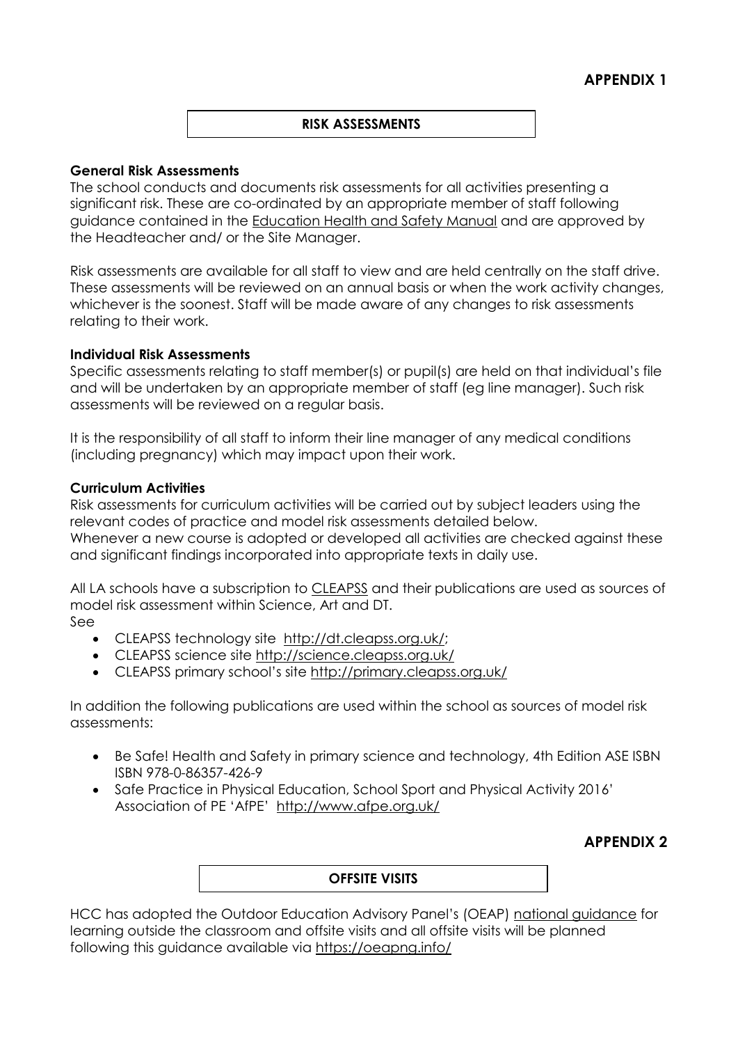**APPENDIX 1**

## RISK ASSESSMENTS

**General Risk Assessments**

The school conducts and documents risk assessments for all activities presenting a significant risk. These are co-ordinated by an appropriate member of staff following guidance contained in the Education Health and Safety Manual and are approved by the Headteacher and/ or the Site Manager.

Risk assessments are available for all staff to view and are held centrally on the staff drive. These assessments will be reviewed on an annual basis or when the work activity changes, whichever is the soonest. Staff will be made aware of any changes to risk assessments relating to their work.

**Individual Risk Assessments**

Specific assessments relating to staff member(s) or pupil(s) are held on that individual's file and will be undertaken by an appropriate member of staff (eg line manager). Such risk assessments will be reviewed on a regular basis.

It is the responsibility of all staff to inform their line manager of any medical conditions (including pregnancy) which may impact upon their work.

**Curriculum Activities**

Risk assessments for curriculum activities will be carried out by subject leaders using the relevant codes of practice and model risk assessments detailed below.
Whenever a new course is adopted or developed all activities are checked against these and significant findings incorporated into appropriate texts in daily use.

All LA schools have a subscription to CLEAPSS and their publications are used as sources of model risk assessment within Science, Art and DT.
See

- CLEAPSS technology site http://dt.cleapss.org.uk/;
- CLEAPSS science site http://science.cleapss.org.uk/
- CLEAPSS primary school's site http://primary.cleapss.org.uk/

In addition the following publications are used within the school as sources of model risk assessments:

- Be Safe! Health and Safety in primary science and technology, 4th Edition ASE ISBN ISBN 978-0-86357-426-9
- Safe Practice in Physical Education, School Sport and Physical Activity 2016' Association of PE 'AfPE' http://www.afpe.org.uk/

**APPENDIX 2**

## OFFSITE VISITS

HCC has adopted the Outdoor Education Advisory Panel's (OEAP) national guidance for learning outside the classroom and offsite visits and all offsite visits will be planned following this guidance available via https://oeapng.info/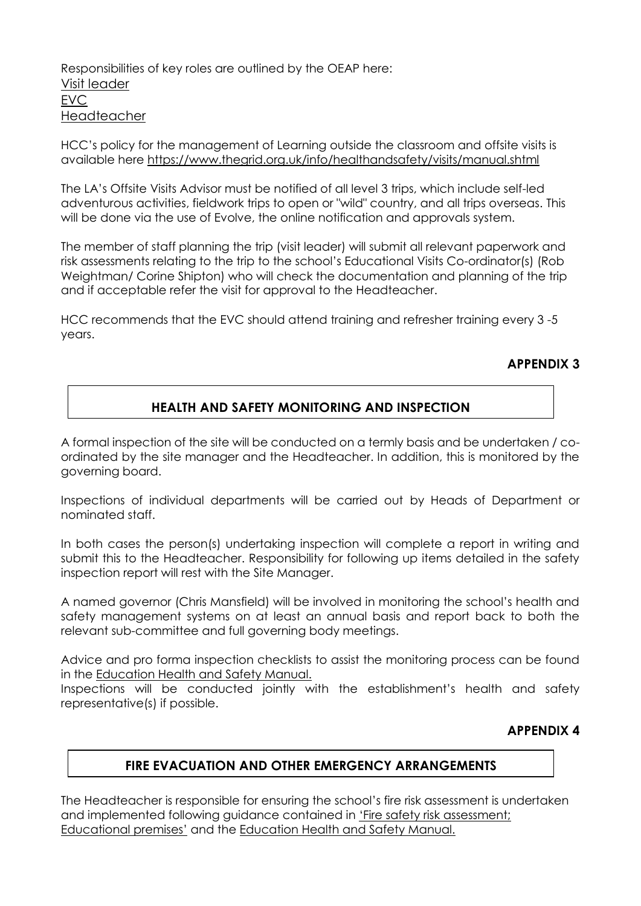Responsibilities of key roles are outlined by the OEAP here:
Visit leader
EVC
Headteacher

HCC's policy for the management of Learning outside the classroom and offsite visits is available here https://www.thegrid.org.uk/info/healthandsafety/visits/manual.shtml

The LA's Offsite Visits Advisor must be notified of all level 3 trips, which include self-led adventurous activities, fieldwork trips to open or "wild" country, and all trips overseas. This will be done via the use of Evolve, the online notification and approvals system.

The member of staff planning the trip (visit leader) will submit all relevant paperwork and risk assessments relating to the trip to the school's Educational Visits Co-ordinator(s) (Rob Weightman/ Corine Shipton) who will check the documentation and planning of the trip and if acceptable refer the visit for approval to the Headteacher.

HCC recommends that the EVC should attend training and refresher training every 3 -5 years.

**APPENDIX 3**

## HEALTH AND SAFETY MONITORING AND INSPECTION

A formal inspection of the site will be conducted on a termly basis and be undertaken / co-ordinated by the site manager and the Headteacher. In addition, this is monitored by the governing board.

Inspections of individual departments will be carried out by Heads of Department or nominated staff.

In both cases the person(s) undertaking inspection will complete a report in writing and submit this to the Headteacher. Responsibility for following up items detailed in the safety inspection report will rest with the Site Manager.

A named governor (Chris Mansfield) will be involved in monitoring the school's health and safety management systems on at least an annual basis and report back to both the relevant sub-committee and full governing body meetings.

Advice and pro forma inspection checklists to assist the monitoring process can be found in the Education Health and Safety Manual.
Inspections will be conducted jointly with the establishment's health and safety representative(s) if possible.

**APPENDIX 4**

## FIRE EVACUATION AND OTHER EMERGENCY ARRANGEMENTS

The Headteacher is responsible for ensuring the school's fire risk assessment is undertaken and implemented following guidance contained in 'Fire safety risk assessment; Educational premises' and the Education Health and Safety Manual.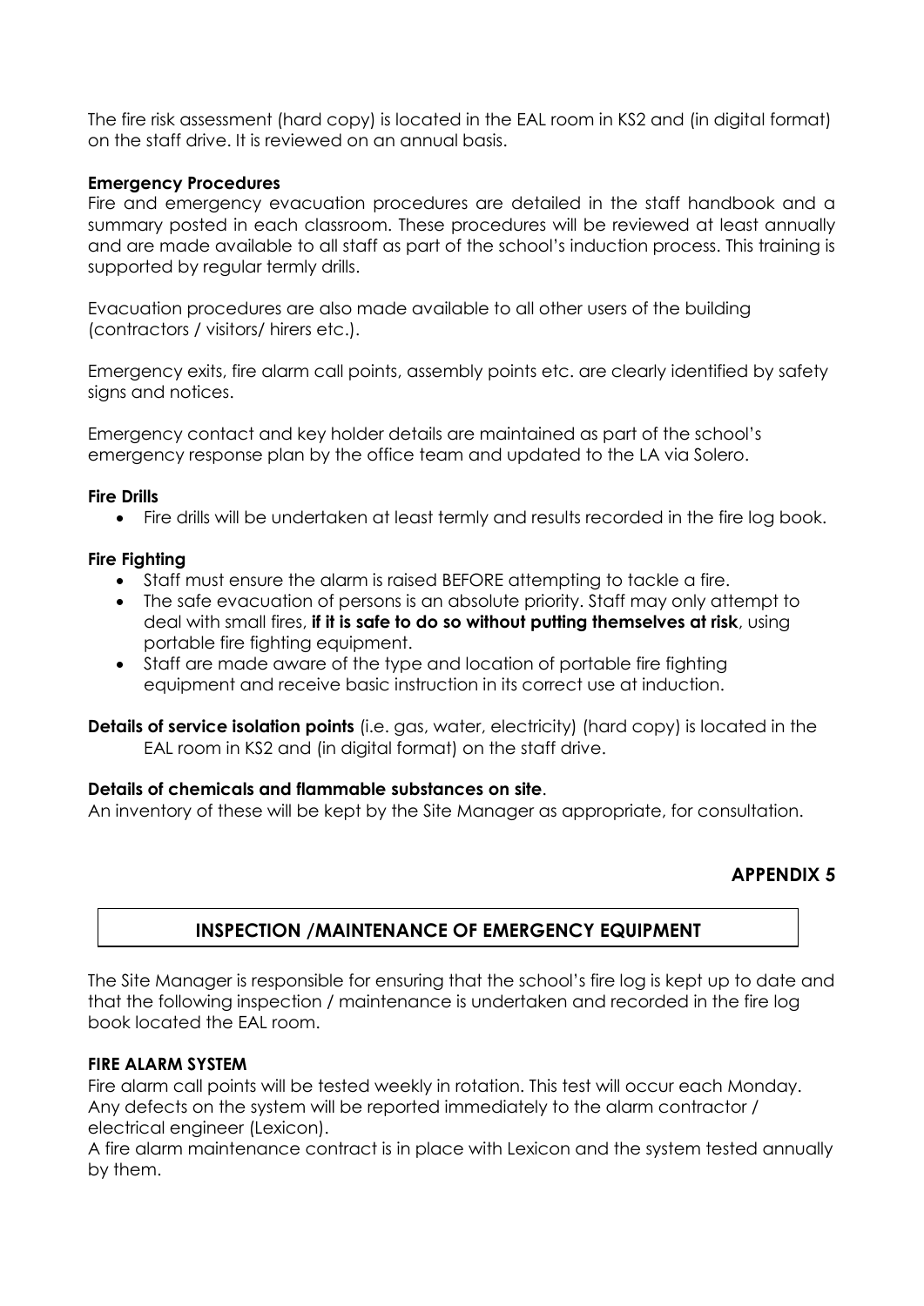The fire risk assessment (hard copy) is located in the EAL room in KS2 and (in digital format) on the staff drive. It is reviewed on an annual basis.

**Emergency Procedures**

Fire and emergency evacuation procedures are detailed in the staff handbook and a summary posted in each classroom. These procedures will be reviewed at least annually and are made available to all staff as part of the school's induction process. This training is supported by regular termly drills.

Evacuation procedures are also made available to all other users of the building (contractors / visitors/ hirers etc.).

Emergency exits, fire alarm call points, assembly points etc. are clearly identified by safety signs and notices.

Emergency contact and key holder details are maintained as part of the school's emergency response plan by the office team and updated to the LA via Solero.

**Fire Drills**

- Fire drills will be undertaken at least termly and results recorded in the fire log book.

**Fire Fighting**

- Staff must ensure the alarm is raised BEFORE attempting to tackle a fire.
- The safe evacuation of persons is an absolute priority. Staff may only attempt to deal with small fires, **if it is safe to do so without putting themselves at risk**, using portable fire fighting equipment.
- Staff are made aware of the type and location of portable fire fighting equipment and receive basic instruction in its correct use at induction.

**Details of service isolation points** (i.e. gas, water, electricity) (hard copy) is located in the EAL room in KS2 and (in digital format) on the staff drive.

**Details of chemicals and flammable substances on site**.
An inventory of these will be kept by the Site Manager as appropriate, for consultation.

## APPENDIX 5

## INSPECTION /MAINTENANCE OF EMERGENCY EQUIPMENT

The Site Manager is responsible for ensuring that the school's fire log is kept up to date and that the following inspection / maintenance is undertaken and recorded in the fire log book located the EAL room.

**FIRE ALARM SYSTEM**

Fire alarm call points will be tested weekly in rotation. This test will occur each Monday. Any defects on the system will be reported immediately to the alarm contractor / electrical engineer (Lexicon).

A fire alarm maintenance contract is in place with Lexicon and the system tested annually by them.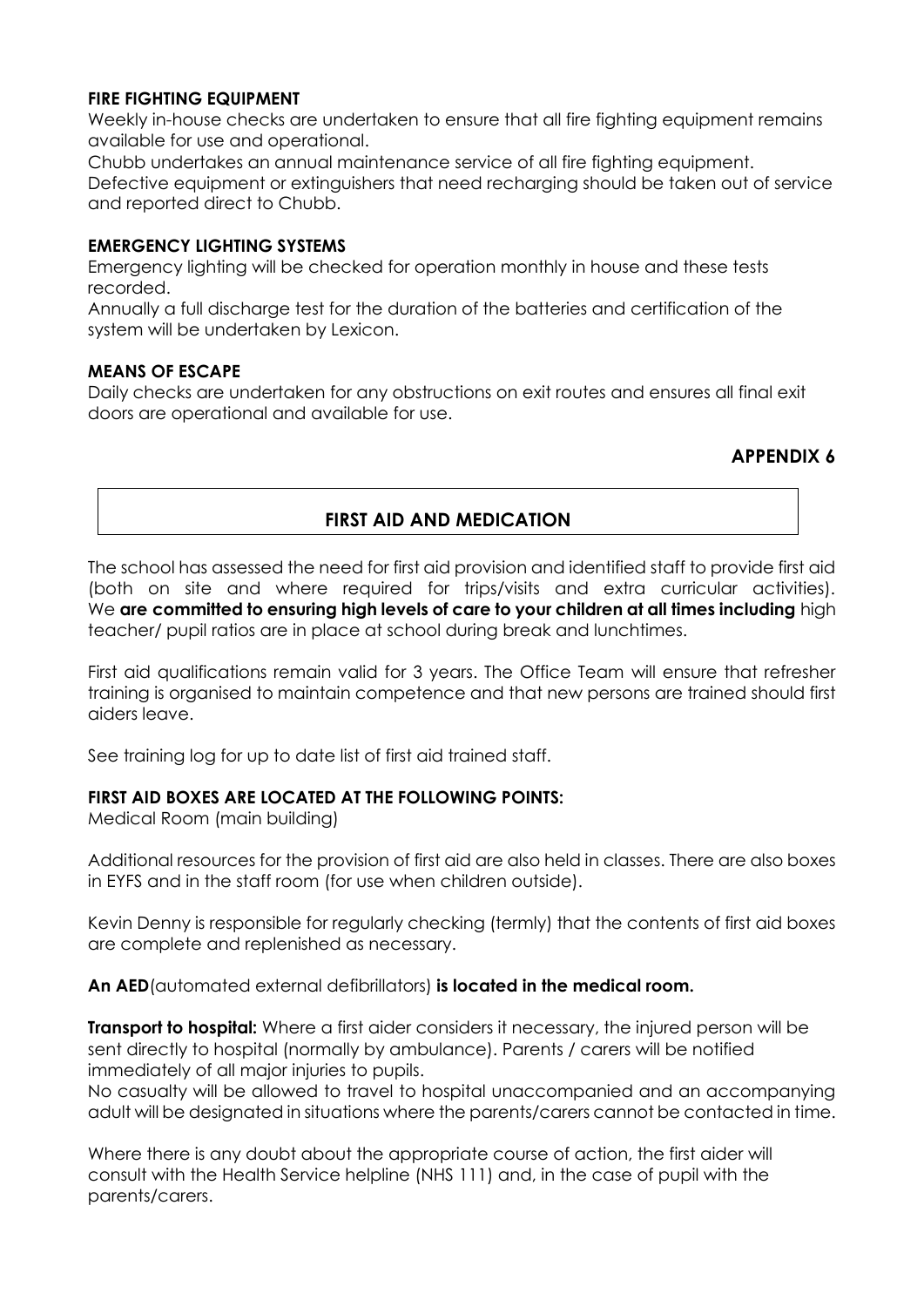**FIRE FIGHTING EQUIPMENT**
Weekly in-house checks are undertaken to ensure that all fire fighting equipment remains available for use and operational.
Chubb undertakes an annual maintenance service of all fire fighting equipment.
Defective equipment or extinguishers that need recharging should be taken out of service and reported direct to Chubb.

**EMERGENCY LIGHTING SYSTEMS**
Emergency lighting will be checked for operation monthly in house and these tests recorded.
Annually a full discharge test for the duration of the batteries and certification of the system will be undertaken by Lexicon.

**MEANS OF ESCAPE**
Daily checks are undertaken for any obstructions on exit routes and ensures all final exit doors are operational and available for use.

**APPENDIX 6**

## FIRST AID AND MEDICATION

The school has assessed the need for first aid provision and identified staff to provide first aid (both on site and where required for trips/visits and extra curricular activities). We **are committed to ensuring high levels of care to your children at all times including** high teacher/ pupil ratios are in place at school during break and lunchtimes.

First aid qualifications remain valid for 3 years. The Office Team will ensure that refresher training is organised to maintain competence and that new persons are trained should first aiders leave.

See training log for up to date list of first aid trained staff.

**FIRST AID BOXES ARE LOCATED AT THE FOLLOWING POINTS:**
Medical Room (main building)

Additional resources for the provision of first aid are also held in classes. There are also boxes in EYFS and in the staff room (for use when children outside).

Kevin Denny is responsible for regularly checking (termly) that the contents of first aid boxes are complete and replenished as necessary.

**An AED**(automated external defibrillators) **is located in the medical room.**

**Transport to hospital:** Where a first aider considers it necessary, the injured person will be sent directly to hospital (normally by ambulance). Parents / carers will be notified immediately of all major injuries to pupils.
No casualty will be allowed to travel to hospital unaccompanied and an accompanying adult will be designated in situations where the parents/carers cannot be contacted in time.

Where there is any doubt about the appropriate course of action, the first aider will consult with the Health Service helpline (NHS 111) and, in the case of pupil with the parents/carers.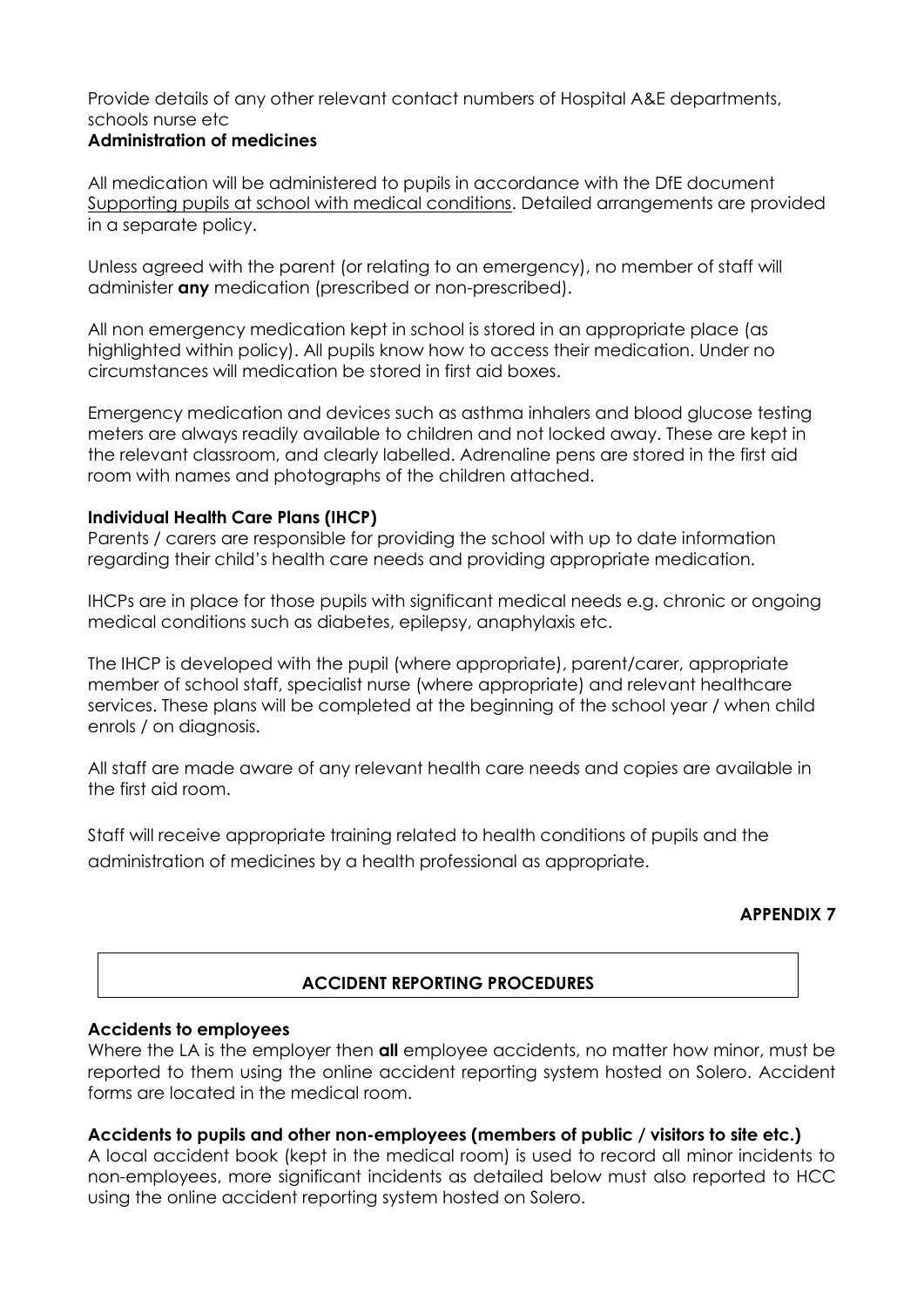Provide details of any other relevant contact numbers of Hospital A&E departments, schools nurse etc

**Administration of medicines**

All medication will be administered to pupils in accordance with the DfE document Supporting pupils at school with medical conditions. Detailed arrangements are provided in a separate policy.

Unless agreed with the parent (or relating to an emergency), no member of staff will administer **any** medication (prescribed or non-prescribed).

All non emergency medication kept in school is stored in an appropriate place (as highlighted within policy). All pupils know how to access their medication. Under no circumstances will medication be stored in first aid boxes.

Emergency medication and devices such as asthma inhalers and blood glucose testing meters are always readily available to children and not locked away. These are kept in the relevant classroom, and clearly labelled. Adrenaline pens are stored in the first aid room with names and photographs of the children attached.

**Individual Health Care Plans (IHCP)**

Parents / carers are responsible for providing the school with up to date information regarding their child's health care needs and providing appropriate medication.

IHCPs are in place for those pupils with significant medical needs e.g. chronic or ongoing medical conditions such as diabetes, epilepsy, anaphylaxis etc.

The IHCP is developed with the pupil (where appropriate), parent/carer, appropriate member of school staff, specialist nurse (where appropriate) and relevant healthcare services. These plans will be completed at the beginning of the school year / when child enrols / on diagnosis.

All staff are made aware of any relevant health care needs and copies are available in the first aid room.

Staff will receive appropriate training related to health conditions of pupils and the administration of medicines by a health professional as appropriate.

**APPENDIX 7**

## ACCIDENT REPORTING PROCEDURES

**Accidents to employees**

Where the LA is the employer then **all** employee accidents, no matter how minor, must be reported to them using the online accident reporting system hosted on Solero. Accident forms are located in the medical room.

**Accidents to pupils and other non-employees (members of public / visitors to site etc.)**

A local accident book (kept in the medical room) is used to record all minor incidents to non-employees, more significant incidents as detailed below must also reported to HCC using the online accident reporting system hosted on Solero.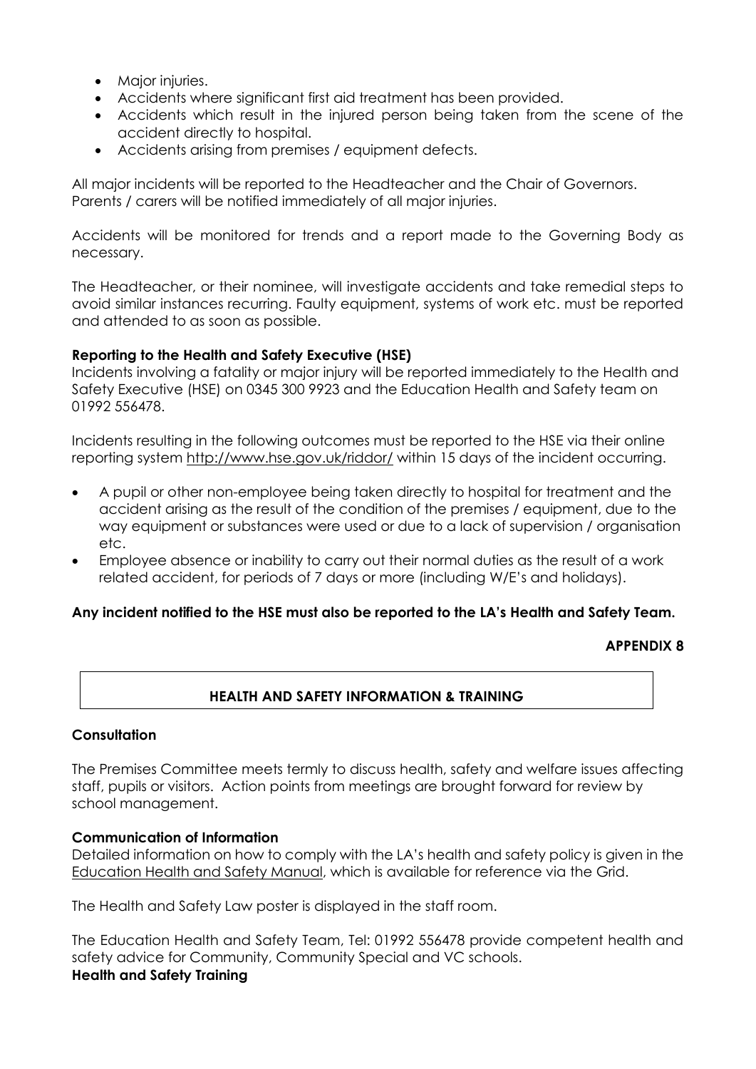- Major injuries.
- Accidents where significant first aid treatment has been provided.
- Accidents which result in the injured person being taken from the scene of the accident directly to hospital.
- Accidents arising from premises / equipment defects.

All major incidents will be reported to the Headteacher and the Chair of Governors. Parents / carers will be notified immediately of all major injuries.

Accidents will be monitored for trends and a report made to the Governing Body as necessary.

The Headteacher, or their nominee, will investigate accidents and take remedial steps to avoid similar instances recurring. Faulty equipment, systems of work etc. must be reported and attended to as soon as possible.

**Reporting to the Health and Safety Executive (HSE)**

Incidents involving a fatality or major injury will be reported immediately to the Health and Safety Executive (HSE) on 0345 300 9923 and the Education Health and Safety team on 01992 556478.

Incidents resulting in the following outcomes must be reported to the HSE via their online reporting system http://www.hse.gov.uk/riddor/ within 15 days of the incident occurring.

- A pupil or other non-employee being taken directly to hospital for treatment and the accident arising as the result of the condition of the premises / equipment, due to the way equipment or substances were used or due to a lack of supervision / organisation etc.
- Employee absence or inability to carry out their normal duties as the result of a work related accident, for periods of 7 days or more (including W/E's and holidays).

**Any incident notified to the HSE must also be reported to the LA's Health and Safety Team.**

**APPENDIX 8**

## HEALTH AND SAFETY INFORMATION & TRAINING

**Consultation**

The Premises Committee meets termly to discuss health, safety and welfare issues affecting staff, pupils or visitors. Action points from meetings are brought forward for review by school management.

**Communication of Information**

Detailed information on how to comply with the LA's health and safety policy is given in the Education Health and Safety Manual, which is available for reference via the Grid.

The Health and Safety Law poster is displayed in the staff room.

The Education Health and Safety Team, Tel: 01992 556478 provide competent health and safety advice for Community, Community Special and VC schools.

**Health and Safety Training**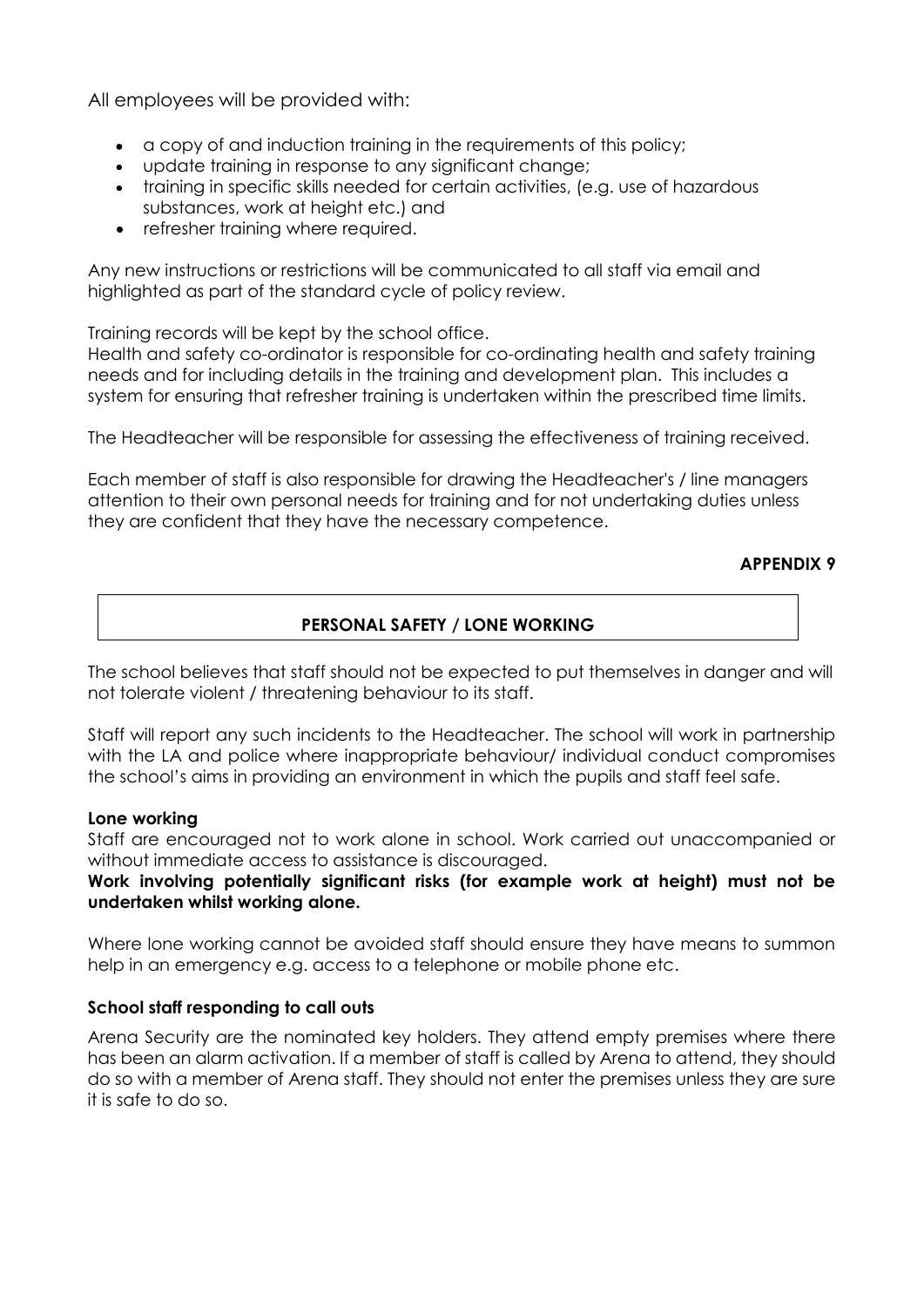All employees will be provided with:

- a copy of and induction training in the requirements of this policy;
- update training in response to any significant change;
- training in specific skills needed for certain activities, (e.g. use of hazardous substances, work at height etc.) and
- refresher training where required.

Any new instructions or restrictions will be communicated to all staff via email and highlighted as part of the standard cycle of policy review.

Training records will be kept by the school office.
Health and safety co-ordinator is responsible for co-ordinating health and safety training needs and for including details in the training and development plan. This includes a system for ensuring that refresher training is undertaken within the prescribed time limits.

The Headteacher will be responsible for assessing the effectiveness of training received.

Each member of staff is also responsible for drawing the Headteacher's / line managers attention to their own personal needs for training and for not undertaking duties unless they are confident that they have the necessary competence.

**APPENDIX 9**

## PERSONAL SAFETY / LONE WORKING

The school believes that staff should not be expected to put themselves in danger and will not tolerate violent / threatening behaviour to its staff.

Staff will report any such incidents to the Headteacher. The school will work in partnership with the LA and police where inappropriate behaviour/ individual conduct compromises the school's aims in providing an environment in which the pupils and staff feel safe.

**Lone working**

Staff are encouraged not to work alone in school. Work carried out unaccompanied or without immediate access to assistance is discouraged.

**Work involving potentially significant risks (for example work at height) must not be undertaken whilst working alone.**

Where lone working cannot be avoided staff should ensure they have means to summon help in an emergency e.g. access to a telephone or mobile phone etc.

**School staff responding to call outs**

Arena Security are the nominated key holders. They attend empty premises where there has been an alarm activation. If a member of staff is called by Arena to attend, they should do so with a member of Arena staff. They should not enter the premises unless they are sure it is safe to do so.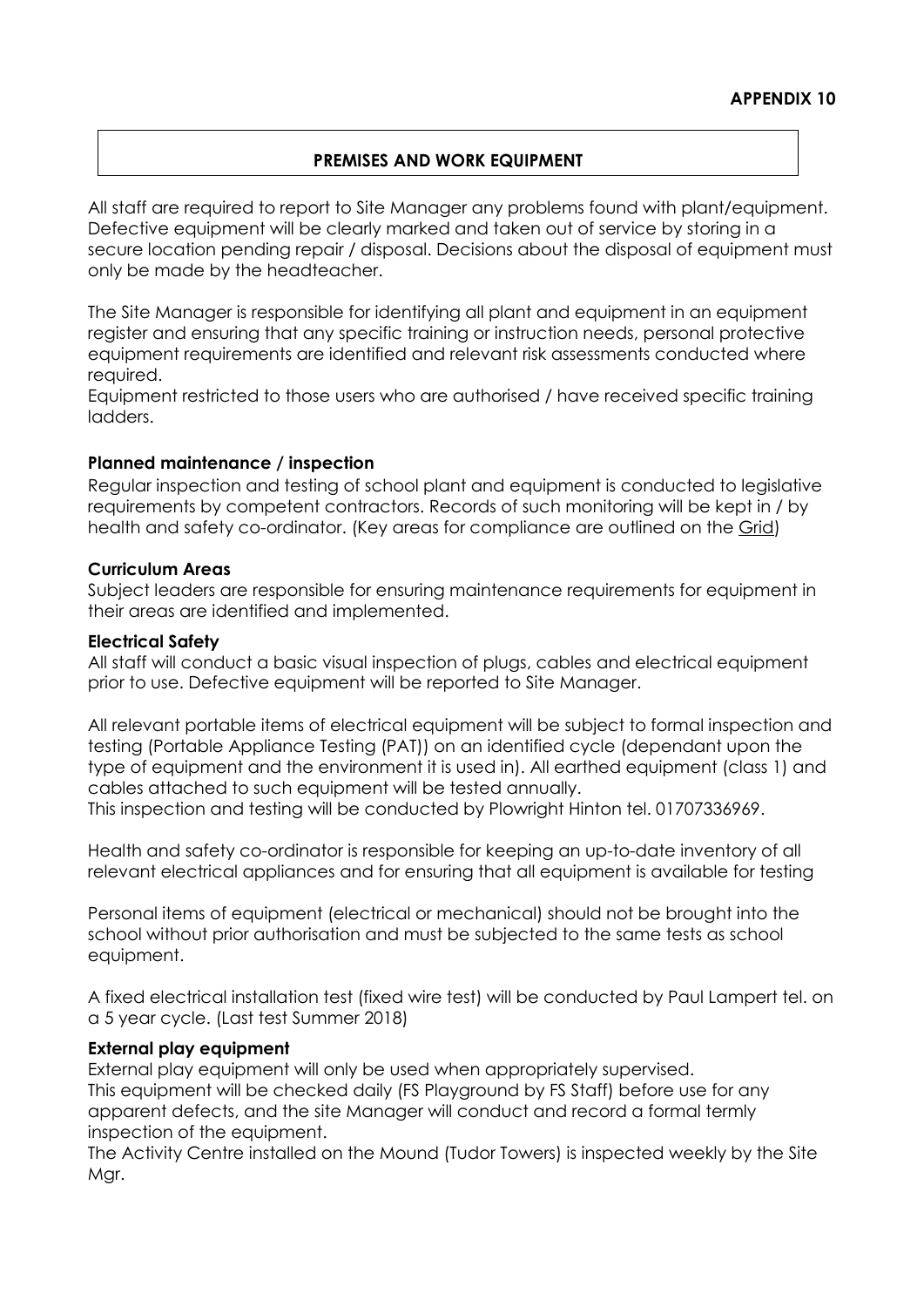**APPENDIX 10**

## PREMISES AND WORK EQUIPMENT

All staff are required to report to Site Manager any problems found with plant/equipment. Defective equipment will be clearly marked and taken out of service by storing in a secure location pending repair / disposal. Decisions about the disposal of equipment must only be made by the headteacher.

The Site Manager is responsible for identifying all plant and equipment in an equipment register and ensuring that any specific training or instruction needs, personal protective equipment requirements are identified and relevant risk assessments conducted where required.

Equipment restricted to those users who are authorised / have received specific training ladders.

### Planned maintenance / inspection

Regular inspection and testing of school plant and equipment is conducted to legislative requirements by competent contractors. Records of such monitoring will be kept in / by health and safety co-ordinator. (Key areas for compliance are outlined on the Grid)

### Curriculum Areas

Subject leaders are responsible for ensuring maintenance requirements for equipment in their areas are identified and implemented.

### Electrical Safety

All staff will conduct a basic visual inspection of plugs, cables and electrical equipment prior to use. Defective equipment will be reported to Site Manager.

All relevant portable items of electrical equipment will be subject to formal inspection and testing (Portable Appliance Testing (PAT)) on an identified cycle (dependant upon the type of equipment and the environment it is used in). All earthed equipment (class 1) and cables attached to such equipment will be tested annually.
This inspection and testing will be conducted by Plowright Hinton tel. 01707336969.

Health and safety co-ordinator is responsible for keeping an up-to-date inventory of all relevant electrical appliances and for ensuring that all equipment is available for testing

Personal items of equipment (electrical or mechanical) should not be brought into the school without prior authorisation and must be subjected to the same tests as school equipment.

A fixed electrical installation test (fixed wire test) will be conducted by Paul Lampert tel. on a 5 year cycle. (Last test Summer 2018)

### External play equipment

External play equipment will only be used when appropriately supervised.
This equipment will be checked daily (FS Playground by FS Staff) before use for any apparent defects, and the site Manager will conduct and record a formal termly inspection of the equipment.
The Activity Centre installed on the Mound (Tudor Towers) is inspected weekly by the Site Mgr.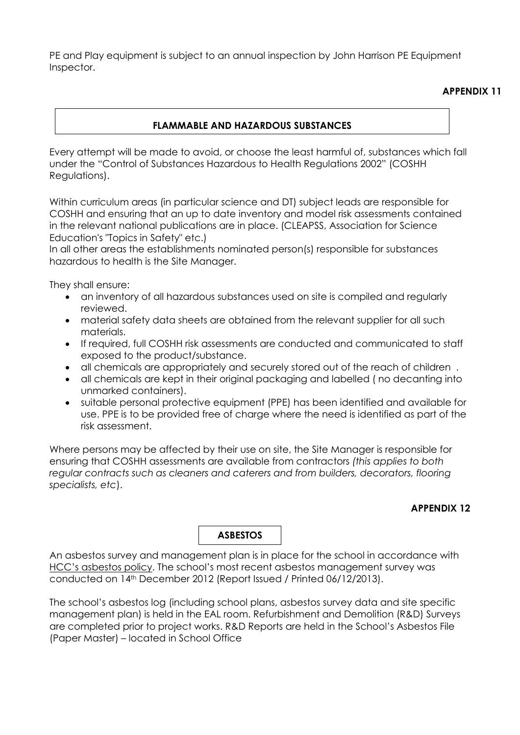PE and Play equipment is subject to an annual inspection by John Harrison PE Equipment Inspector.

**APPENDIX 11**

## FLAMMABLE AND HAZARDOUS SUBSTANCES

Every attempt will be made to avoid, or choose the least harmful of, substances which fall under the "Control of Substances Hazardous to Health Regulations 2002" (COSHH Regulations).

Within curriculum areas (in particular science and DT) subject leads are responsible for COSHH and ensuring that an up to date inventory and model risk assessments contained in the relevant national publications are in place. (CLEAPSS, Association for Science Education's "Topics in Safety" etc.)
In all other areas the establishments nominated person(s) responsible for substances hazardous to health is the Site Manager.

They shall ensure:

- an inventory of all hazardous substances used on site is compiled and regularly reviewed.
- material safety data sheets are obtained from the relevant supplier for all such materials.
- If required, full COSHH risk assessments are conducted and communicated to staff exposed to the product/substance.
- all chemicals are appropriately and securely stored out of the reach of children .
- all chemicals are kept in their original packaging and labelled ( no decanting into unmarked containers).
- suitable personal protective equipment (PPE) has been identified and available for use. PPE is to be provided free of charge where the need is identified as part of the risk assessment.

Where persons may be affected by their use on site, the Site Manager is responsible for ensuring that COSHH assessments are available from contractors *(this applies to both regular contracts such as cleaners and caterers and from builders, decorators, flooring specialists, etc*).

**APPENDIX 12**

## ASBESTOS

An asbestos survey and management plan is in place for the school in accordance with HCC's asbestos policy. The school's most recent asbestos management survey was conducted on 14th December 2012 (Report Issued / Printed 06/12/2013).

The school's asbestos log (including school plans, asbestos survey data and site specific management plan) is held in the EAL room. Refurbishment and Demolition (R&D) Surveys are completed prior to project works. R&D Reports are held in the School's Asbestos File (Paper Master) – located in School Office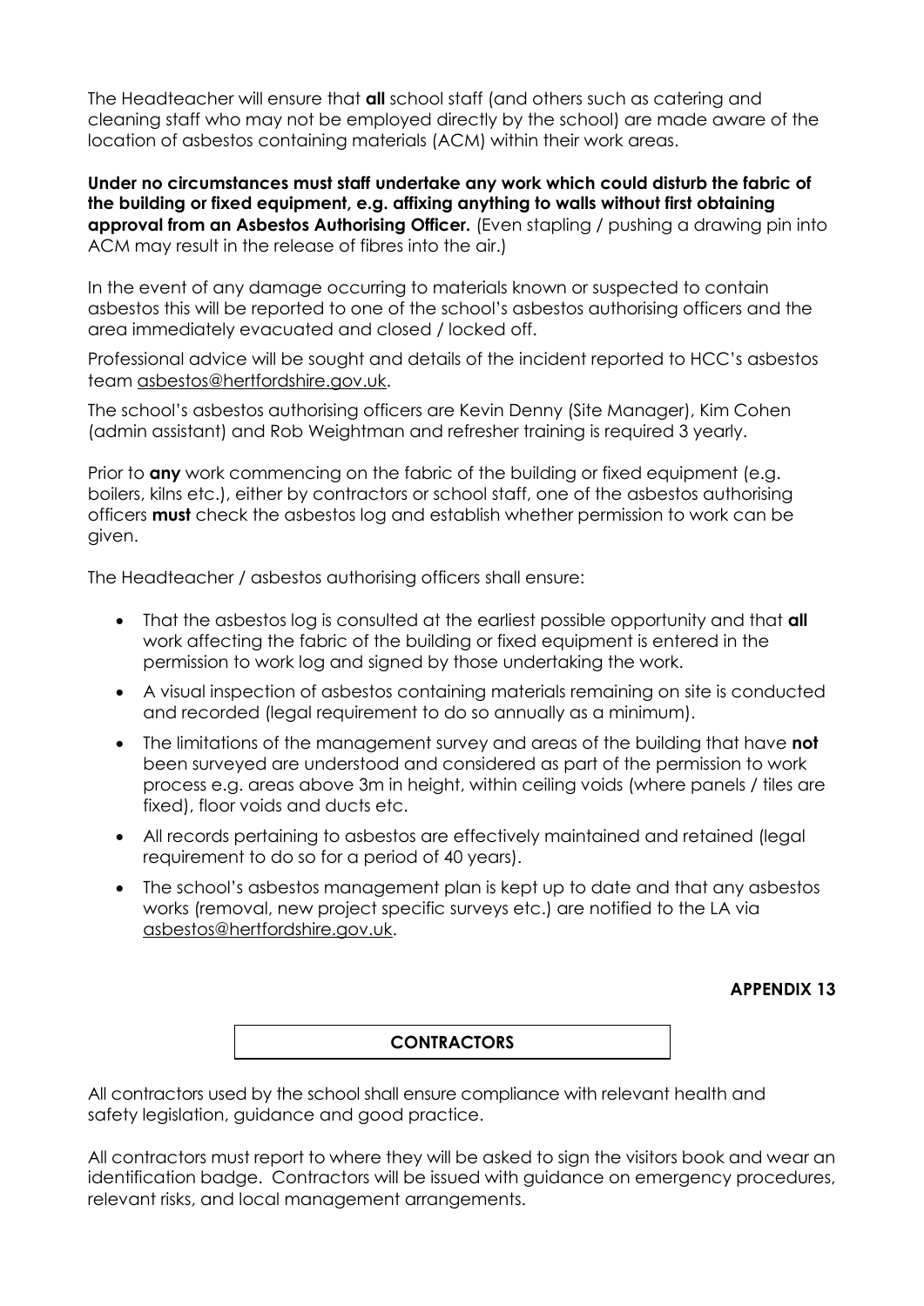The Headteacher will ensure that **all** school staff (and others such as catering and cleaning staff who may not be employed directly by the school) are made aware of the location of asbestos containing materials (ACM) within their work areas.

**Under no circumstances must staff undertake any work which could disturb the fabric of the building or fixed equipment, e.g. affixing anything to walls without first obtaining approval from an Asbestos Authorising Officer.** (Even stapling / pushing a drawing pin into ACM may result in the release of fibres into the air.)

In the event of any damage occurring to materials known or suspected to contain asbestos this will be reported to one of the school's asbestos authorising officers and the area immediately evacuated and closed / locked off.

Professional advice will be sought and details of the incident reported to HCC's asbestos team asbestos@hertfordshire.gov.uk.

The school's asbestos authorising officers are Kevin Denny (Site Manager), Kim Cohen (admin assistant) and Rob Weightman and refresher training is required 3 yearly.

Prior to **any** work commencing on the fabric of the building or fixed equipment (e.g. boilers, kilns etc.), either by contractors or school staff, one of the asbestos authorising officers **must** check the asbestos log and establish whether permission to work can be given.

The Headteacher / asbestos authorising officers shall ensure:

- That the asbestos log is consulted at the earliest possible opportunity and that **all** work affecting the fabric of the building or fixed equipment is entered in the permission to work log and signed by those undertaking the work.
- A visual inspection of asbestos containing materials remaining on site is conducted and recorded (legal requirement to do so annually as a minimum).
- The limitations of the management survey and areas of the building that have **not** been surveyed are understood and considered as part of the permission to work process e.g. areas above 3m in height, within ceiling voids (where panels / tiles are fixed), floor voids and ducts etc.
- All records pertaining to asbestos are effectively maintained and retained (legal requirement to do so for a period of 40 years).
- The school's asbestos management plan is kept up to date and that any asbestos works (removal, new project specific surveys etc.) are notified to the LA via asbestos@hertfordshire.gov.uk.

**APPENDIX 13**

## CONTRACTORS

All contractors used by the school shall ensure compliance with relevant health and safety legislation, guidance and good practice.

All contractors must report to where they will be asked to sign the visitors book and wear an identification badge. Contractors will be issued with guidance on emergency procedures, relevant risks, and local management arrangements.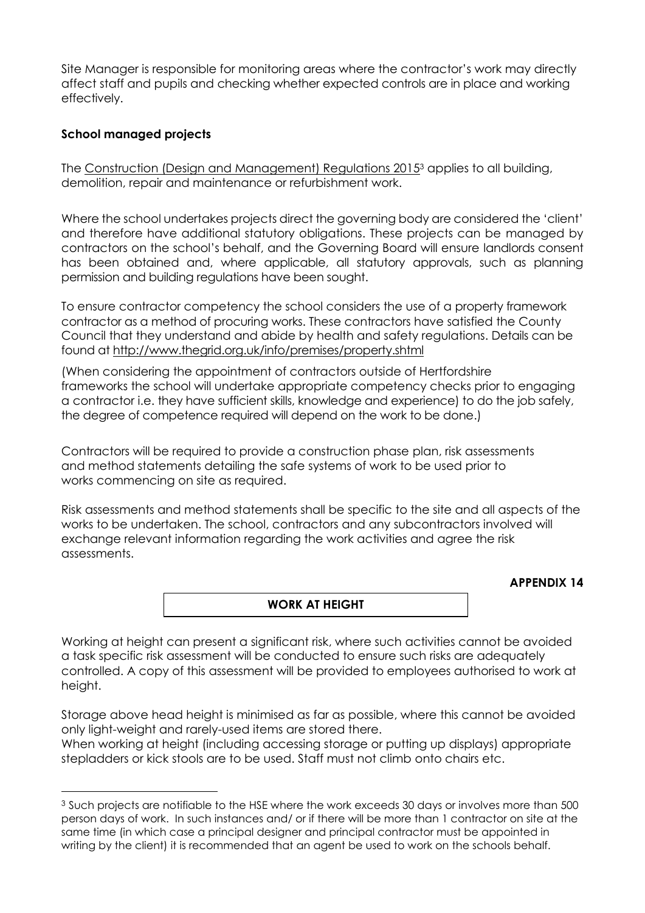Site Manager is responsible for monitoring areas where the contractor's work may directly affect staff and pupils and checking whether expected controls are in place and working effectively.

**School managed projects**

The Construction (Design and Management) Regulations 2015[3] applies to all building, demolition, repair and maintenance or refurbishment work.

Where the school undertakes projects direct the governing body are considered the 'client' and therefore have additional statutory obligations. These projects can be managed by contractors on the school's behalf, and the Governing Board will ensure landlords consent has been obtained and, where applicable, all statutory approvals, such as planning permission and building regulations have been sought.

To ensure contractor competency the school considers the use of a property framework contractor as a method of procuring works. These contractors have satisfied the County Council that they understand and abide by health and safety regulations. Details can be found at http://www.thegrid.org.uk/info/premises/property.shtml

(When considering the appointment of contractors outside of Hertfordshire frameworks the school will undertake appropriate competency checks prior to engaging a contractor i.e. they have sufficient skills, knowledge and experience) to do the job safely, the degree of competence required will depend on the work to be done.)

Contractors will be required to provide a construction phase plan, risk assessments and method statements detailing the safe systems of work to be used prior to works commencing on site as required.

Risk assessments and method statements shall be specific to the site and all aspects of the works to be undertaken. The school, contractors and any subcontractors involved will exchange relevant information regarding the work activities and agree the risk assessments.

**APPENDIX 14**

## WORK AT HEIGHT

Working at height can present a significant risk, where such activities cannot be avoided a task specific risk assessment will be conducted to ensure such risks are adequately controlled. A copy of this assessment will be provided to employees authorised to work at height.

Storage above head height is minimised as far as possible, where this cannot be avoided only light-weight and rarely-used items are stored there.
When working at height (including accessing storage or putting up displays) appropriate stepladders or kick stools are to be used. Staff must not climb onto chairs etc.

---

[3] Such projects are notifiable to the HSE where the work exceeds 30 days or involves more than 500 person days of work. In such instances and/ or if there will be more than 1 contractor on site at the same time (in which case a principal designer and principal contractor must be appointed in writing by the client) it is recommended that an agent be used to work on the schools behalf.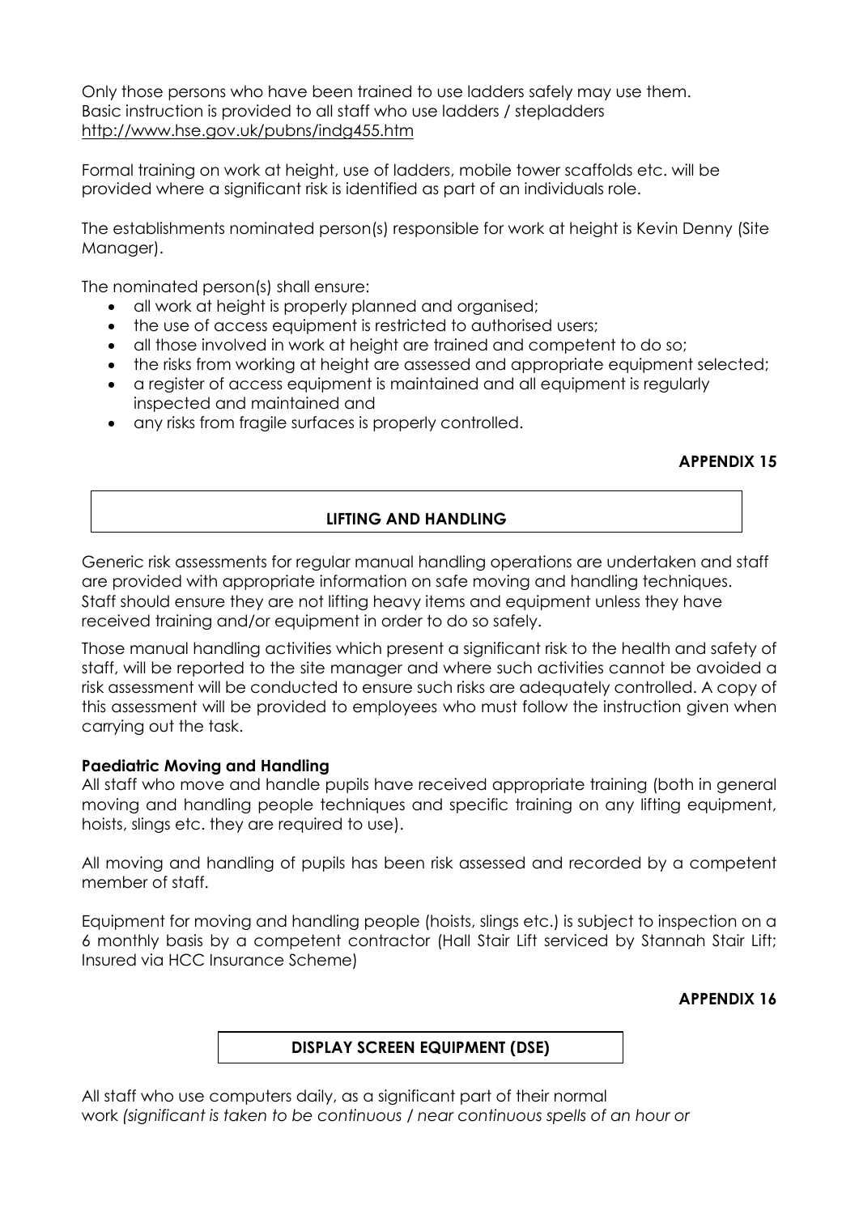Only those persons who have been trained to use ladders safely may use them. Basic instruction is provided to all staff who use ladders / stepladders http://www.hse.gov.uk/pubns/indg455.htm

Formal training on work at height, use of ladders, mobile tower scaffolds etc. will be provided where a significant risk is identified as part of an individuals role.

The establishments nominated person(s) responsible for work at height is Kevin Denny (Site Manager).

The nominated person(s) shall ensure:

- all work at height is properly planned and organised;
- the use of access equipment is restricted to authorised users;
- all those involved in work at height are trained and competent to do so;
- the risks from working at height are assessed and appropriate equipment selected;
- a register of access equipment is maintained and all equipment is regularly inspected and maintained and
- any risks from fragile surfaces is properly controlled.

**APPENDIX 15**

## LIFTING AND HANDLING

Generic risk assessments for regular manual handling operations are undertaken and staff are provided with appropriate information on safe moving and handling techniques. Staff should ensure they are not lifting heavy items and equipment unless they have received training and/or equipment in order to do so safely.

Those manual handling activities which present a significant risk to the health and safety of staff, will be reported to the site manager and where such activities cannot be avoided a risk assessment will be conducted to ensure such risks are adequately controlled. A copy of this assessment will be provided to employees who must follow the instruction given when carrying out the task.

**Paediatric Moving and Handling**

All staff who move and handle pupils have received appropriate training (both in general moving and handling people techniques and specific training on any lifting equipment, hoists, slings etc. they are required to use).

All moving and handling of pupils has been risk assessed and recorded by a competent member of staff.

Equipment for moving and handling people (hoists, slings etc.) is subject to inspection on a 6 monthly basis by a competent contractor (Hall Stair Lift serviced by Stannah Stair Lift; Insured via HCC Insurance Scheme)

**APPENDIX 16**

## DISPLAY SCREEN EQUIPMENT (DSE)

All staff who use computers daily, as a significant part of their normal work *(significant is taken to be continuous / near continuous spells of an hour or*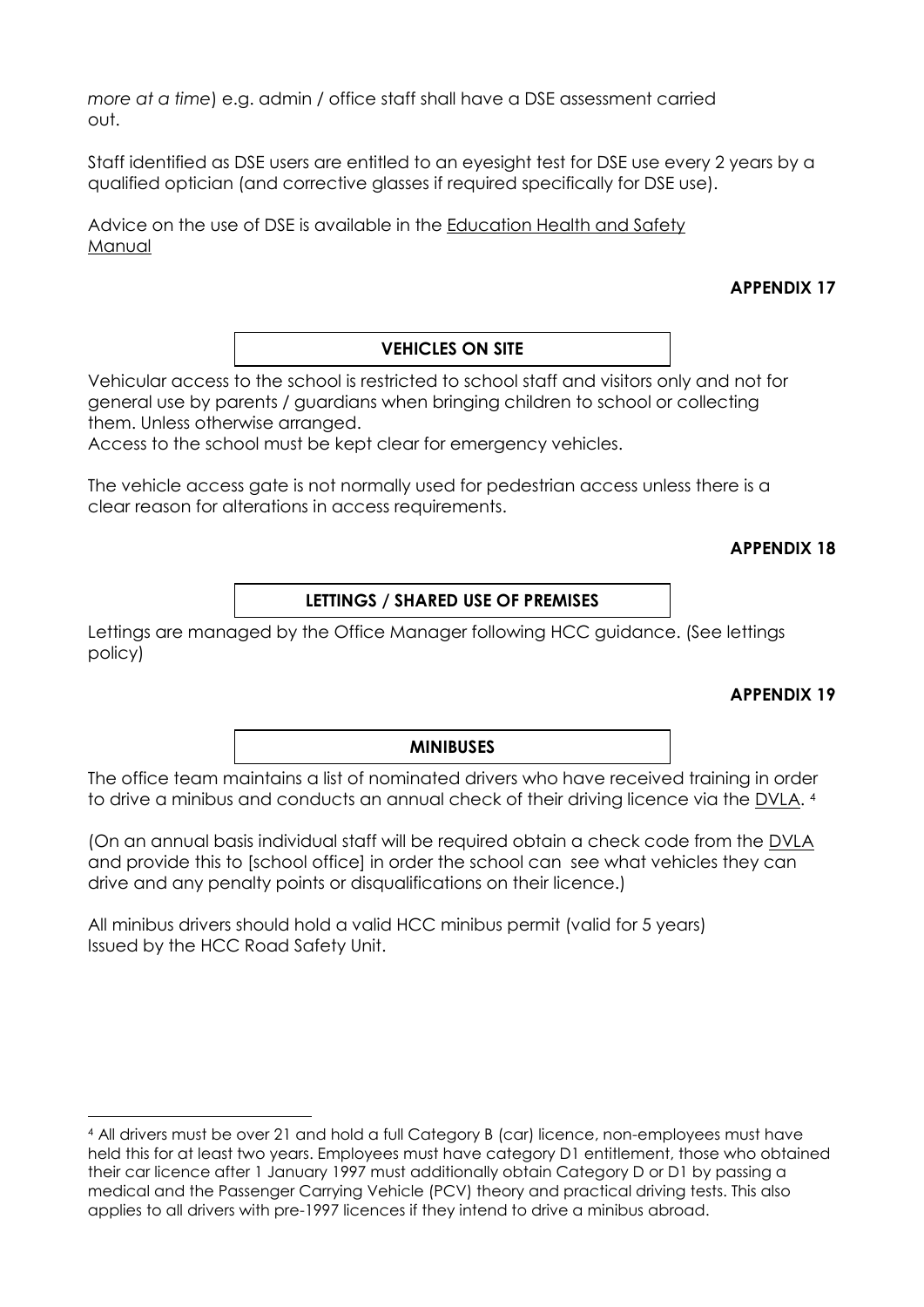*more at a time*) e.g. admin / office staff shall have a DSE assessment carried out.

Staff identified as DSE users are entitled to an eyesight test for DSE use every 2 years by a qualified optician (and corrective glasses if required specifically for DSE use).

Advice on the use of DSE is available in the Education Health and Safety Manual

**APPENDIX 17**

## VEHICLES ON SITE

Vehicular access to the school is restricted to school staff and visitors only and not for general use by parents / guardians when bringing children to school or collecting them. Unless otherwise arranged.
Access to the school must be kept clear for emergency vehicles.

The vehicle access gate is not normally used for pedestrian access unless there is a clear reason for alterations in access requirements.

**APPENDIX 18**

## LETTINGS / SHARED USE OF PREMISES

Lettings are managed by the Office Manager following HCC guidance. (See lettings policy)

**APPENDIX 19**

## MINIBUSES

The office team maintains a list of nominated drivers who have received training in order to drive a minibus and conducts an annual check of their driving licence via the DVLA. [4]

(On an annual basis individual staff will be required obtain a check code from the DVLA and provide this to [school office] in order the school can see what vehicles they can drive and any penalty points or disqualifications on their licence.)

All minibus drivers should hold a valid HCC minibus permit (valid for 5 years) Issued by the HCC Road Safety Unit.

---

[4] All drivers must be over 21 and hold a full Category B (car) licence, non-employees must have held this for at least two years. Employees must have category D1 entitlement, those who obtained their car licence after 1 January 1997 must additionally obtain Category D or D1 by passing a medical and the Passenger Carrying Vehicle (PCV) theory and practical driving tests. This also applies to all drivers with pre-1997 licences if they intend to drive a minibus abroad.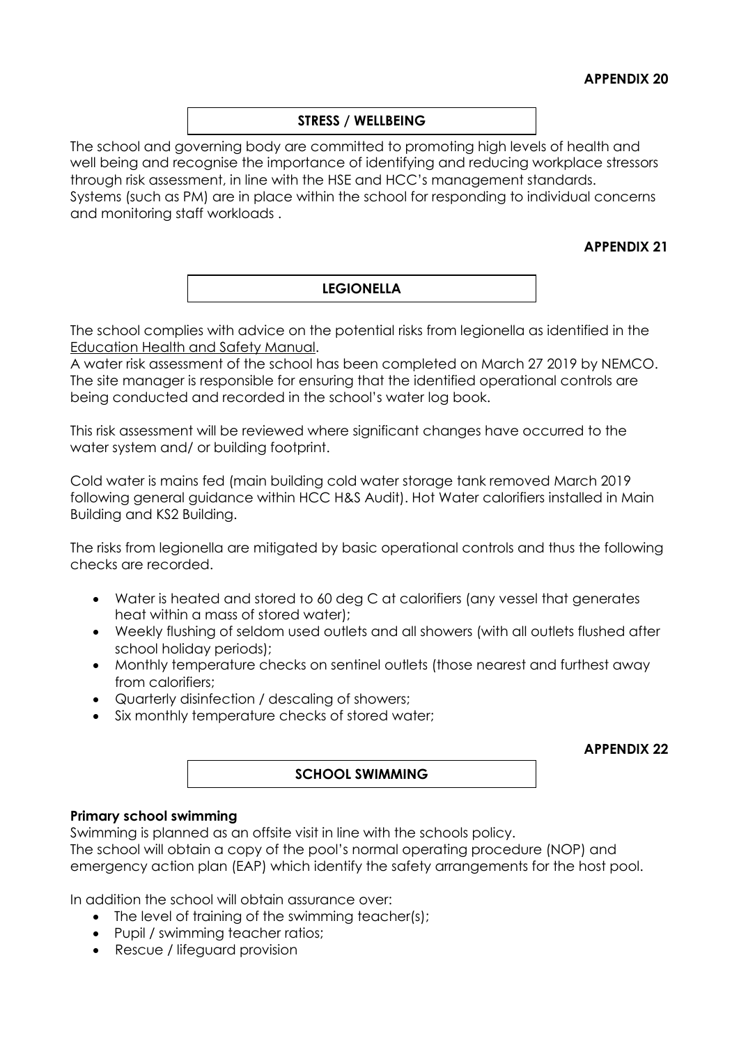**APPENDIX 20**

## STRESS / WELLBEING

The school and governing body are committed to promoting high levels of health and well being and recognise the importance of identifying and reducing workplace stressors through risk assessment, in line with the HSE and HCC's management standards. Systems (such as PM) are in place within the school for responding to individual concerns and monitoring staff workloads .

**APPENDIX 21**

## LEGIONELLA

The school complies with advice on the potential risks from legionella as identified in the Education Health and Safety Manual.

A water risk assessment of the school has been completed on March 27 2019 by NEMCO. The site manager is responsible for ensuring that the identified operational controls are being conducted and recorded in the school's water log book.

This risk assessment will be reviewed where significant changes have occurred to the water system and/ or building footprint.

Cold water is mains fed (main building cold water storage tank removed March 2019 following general guidance within HCC H&S Audit). Hot Water calorifiers installed in Main Building and KS2 Building.

The risks from legionella are mitigated by basic operational controls and thus the following checks are recorded.

- Water is heated and stored to 60 deg C at calorifiers (any vessel that generates heat within a mass of stored water);
- Weekly flushing of seldom used outlets and all showers (with all outlets flushed after school holiday periods);
- Monthly temperature checks on sentinel outlets (those nearest and furthest away from calorifiers;
- Quarterly disinfection / descaling of showers;
- Six monthly temperature checks of stored water;

**APPENDIX 22**

## SCHOOL SWIMMING

**Primary school swimming**

Swimming is planned as an offsite visit in line with the schools policy.
The school will obtain a copy of the pool's normal operating procedure (NOP) and emergency action plan (EAP) which identify the safety arrangements for the host pool.

In addition the school will obtain assurance over:

- The level of training of the swimming teacher(s);
- Pupil / swimming teacher ratios;
- Rescue / lifeguard provision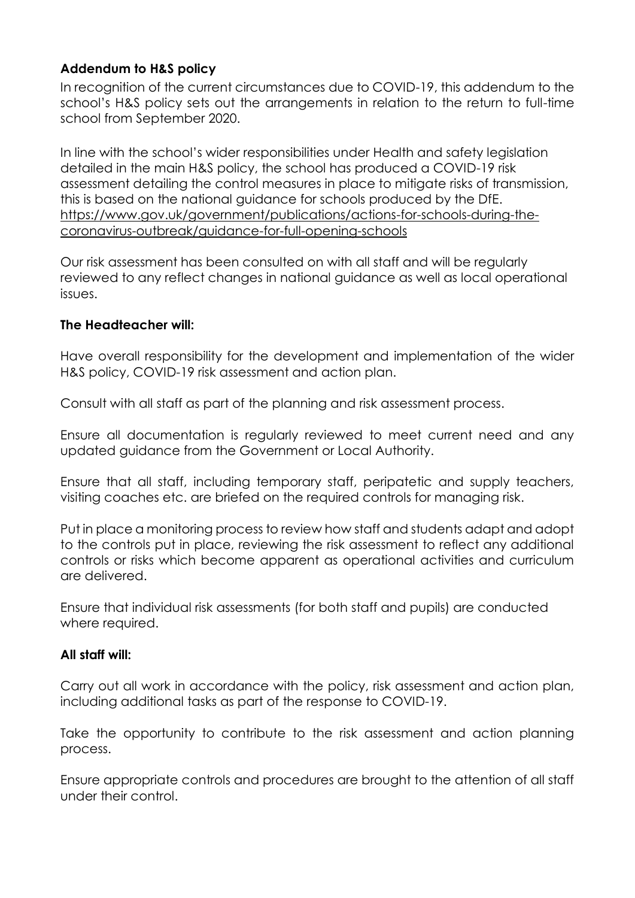**Addendum to H&S policy**

In recognition of the current circumstances due to COVID-19, this addendum to the school's H&S policy sets out the arrangements in relation to the return to full-time school from September 2020.

In line with the school's wider responsibilities under Health and safety legislation detailed in the main H&S policy, the school has produced a COVID-19 risk assessment detailing the control measures in place to mitigate risks of transmission, this is based on the national guidance for schools produced by the DfE. https://www.gov.uk/government/publications/actions-for-schools-during-the-coronavirus-outbreak/guidance-for-full-opening-schools

Our risk assessment has been consulted on with all staff and will be regularly reviewed to any reflect changes in national guidance as well as local operational issues.

**The Headteacher will:**

Have overall responsibility for the development and implementation of the wider H&S policy, COVID-19 risk assessment and action plan.

Consult with all staff as part of the planning and risk assessment process.

Ensure all documentation is regularly reviewed to meet current need and any updated guidance from the Government or Local Authority.

Ensure that all staff, including temporary staff, peripatetic and supply teachers, visiting coaches etc. are briefed on the required controls for managing risk.

Put in place a monitoring process to review how staff and students adapt and adopt to the controls put in place, reviewing the risk assessment to reflect any additional controls or risks which become apparent as operational activities and curriculum are delivered.

Ensure that individual risk assessments (for both staff and pupils) are conducted where required.

**All staff will:**

Carry out all work in accordance with the policy, risk assessment and action plan, including additional tasks as part of the response to COVID-19.

Take the opportunity to contribute to the risk assessment and action planning process.

Ensure appropriate controls and procedures are brought to the attention of all staff under their control.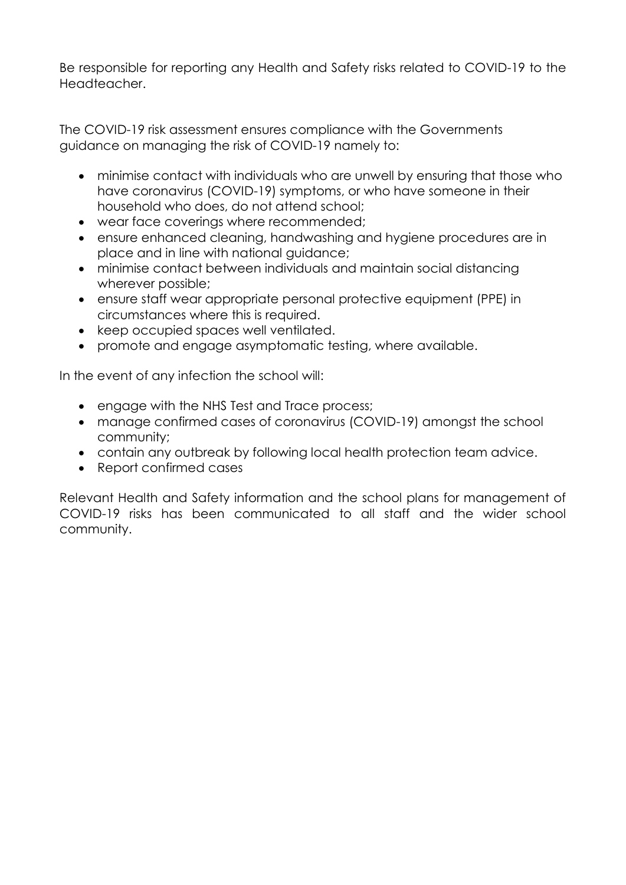Be responsible for reporting any Health and Safety risks related to COVID-19 to the Headteacher.

The COVID-19 risk assessment ensures compliance with the Governments guidance on managing the risk of COVID-19 namely to:

- minimise contact with individuals who are unwell by ensuring that those who have coronavirus (COVID-19) symptoms, or who have someone in their household who does, do not attend school;
- wear face coverings where recommended;
- ensure enhanced cleaning, handwashing and hygiene procedures are in place and in line with national guidance;
- minimise contact between individuals and maintain social distancing wherever possible;
- ensure staff wear appropriate personal protective equipment (PPE) in circumstances where this is required.
- keep occupied spaces well ventilated.
- promote and engage asymptomatic testing, where available.

In the event of any infection the school will:

- engage with the NHS Test and Trace process;
- manage confirmed cases of coronavirus (COVID-19) amongst the school community;
- contain any outbreak by following local health protection team advice.
- Report confirmed cases

Relevant Health and Safety information and the school plans for management of COVID-19 risks has been communicated to all staff and the wider school community.